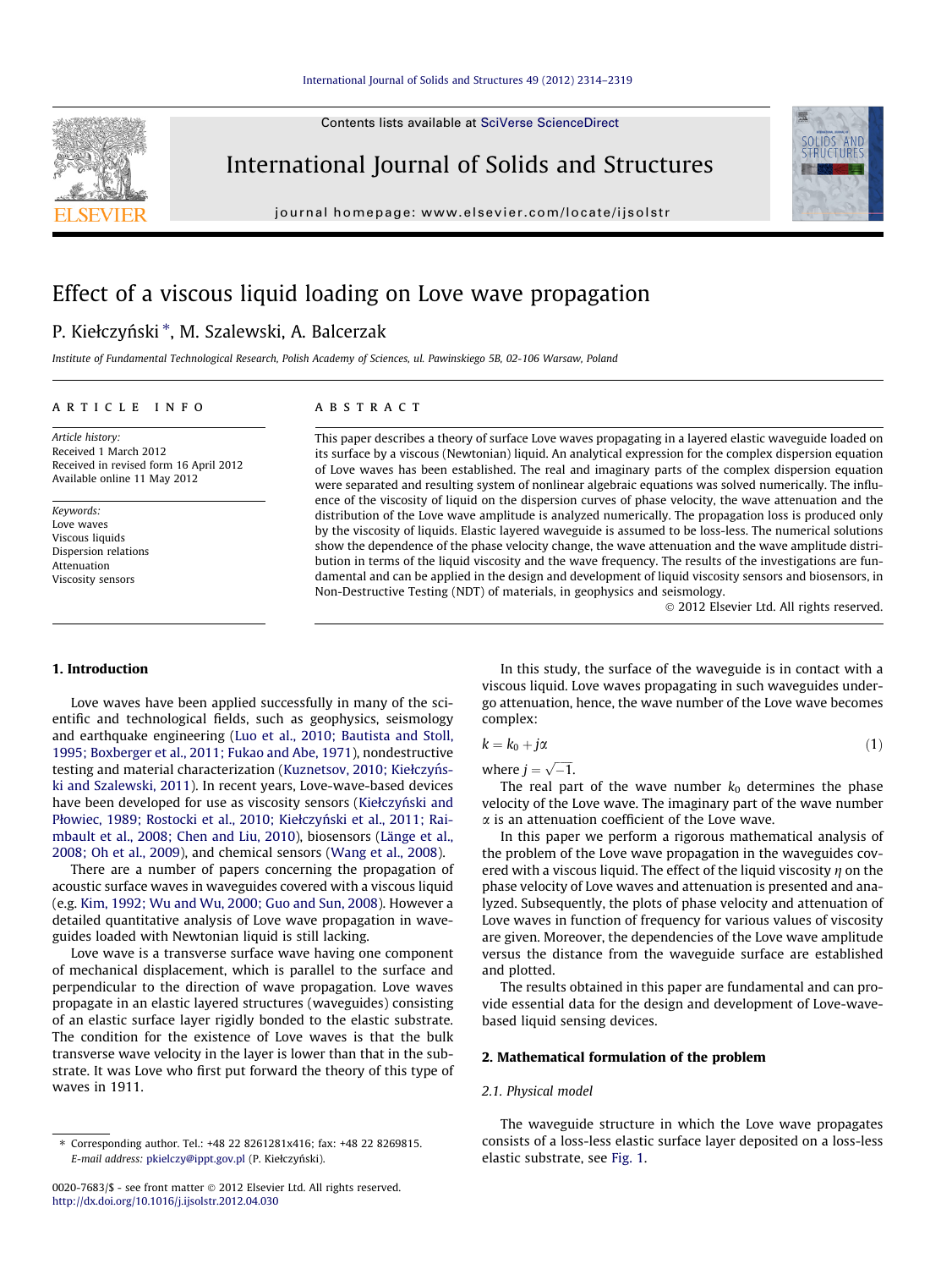# Effect of a viscous liquid loading on Love wave propagation

P. Kiełczyński *, M. Szalewski, A. Balcerzak

*Institute of Fundamental Technological Research, Polish Academy of Sciences, ul. Pawinskiego 5B, 02-106 Warsaw, Poland*

**ARTICLE INFO**

*Article history:*
Received 1 March 2012
Received in revised form 16 April 2012
Available online 11 May 2012

*Keywords:*
Love waves
Viscous liquids
Dispersion relations
Attenuation
Viscosity sensors

**ABSTRACT**

This paper describes a theory of surface Love waves propagating in a layered elastic waveguide loaded on its surface by a viscous (Newtonian) liquid. An analytical expression for the complex dispersion equation of Love waves has been established. The real and imaginary parts of the complex dispersion equation were separated and resulting system of nonlinear algebraic equations was solved numerically. The influence of the viscosity of liquid on the dispersion curves of phase velocity, the wave attenuation and the distribution of the Love wave amplitude is analyzed numerically. The propagation loss is produced only by the viscosity of liquids. Elastic layered waveguide is assumed to be loss-less. The numerical solutions show the dependence of the phase velocity change, the wave attenuation and the wave amplitude distribution in terms of the liquid viscosity and the wave frequency. The results of the investigations are fundamental and can be applied in the design and development of liquid viscosity sensors and biosensors, in Non-Destructive Testing (NDT) of materials, in geophysics and seismology.

© 2012 Elsevier Ltd. All rights reserved.

## 1. Introduction

Love waves have been applied successfully in many of the scientific and technological fields, such as geophysics, seismology and earthquake engineering (Luo et al., 2010; Bautista and Stoll, 1995; Boxberger et al., 2011; Fukao and Abe, 1971), nondestructive testing and material characterization (Kuznetsov, 2010; Kiełczyński and Szalewski, 2011). In recent years, Love-wave-based devices have been developed for use as viscosity sensors (Kiełczyński and Płowiec, 1989; Rostocki et al., 2010; Kiełczyński et al., 2011; Raimbault et al., 2008; Chen and Liu, 2010), biosensors (Länge et al., 2008; Oh et al., 2009), and chemical sensors (Wang et al., 2008).

There are a number of papers concerning the propagation of acoustic surface waves in waveguides covered with a viscous liquid (e.g. Kim, 1992; Wu and Wu, 2000; Guo and Sun, 2008). However a detailed quantitative analysis of Love wave propagation in waveguides loaded with Newtonian liquid is still lacking.

Love wave is a transverse surface wave having one component of mechanical displacement, which is parallel to the surface and perpendicular to the direction of wave propagation. Love waves propagate in an elastic layered structures (waveguides) consisting of an elastic surface layer rigidly bonded to the elastic substrate. The condition for the existence of Love waves is that the bulk transverse wave velocity in the layer is lower than that in the substrate. It was Love who first put forward the theory of this type of waves in 1911.

In this study, the surface of the waveguide is in contact with a viscous liquid. Love waves propagating in such waveguides undergo attenuation, hence, the wave number of the Love wave becomes complex:

$$k = k_0 + j\alpha \tag{1}$$

where $j = \sqrt{-1}$.

The real part of the wave number $k_0$ determines the phase velocity of the Love wave. The imaginary part of the wave number $\alpha$ is an attenuation coefficient of the Love wave.

In this paper we perform a rigorous mathematical analysis of the problem of the Love wave propagation in the waveguides covered with a viscous liquid. The effect of the liquid viscosity $\eta$ on the phase velocity of Love waves and attenuation is presented and analyzed. Subsequently, the plots of phase velocity and attenuation of Love waves in function of frequency for various values of viscosity are given. Moreover, the dependencies of the Love wave amplitude versus the distance from the waveguide surface are established and plotted.

The results obtained in this paper are fundamental and can provide essential data for the design and development of Love-wave-based liquid sensing devices.

## 2. Mathematical formulation of the problem

### 2.1. Physical model

The waveguide structure in which the Love wave propagates consists of a loss-less elastic surface layer deposited on a loss-less elastic substrate, see Fig. 1.

* Corresponding author. Tel.: +48 22 8261281x416; fax: +48 22 8269815.
*E-mail address:* pkielczy@ippt.gov.pl (P. Kiełczyński).

0020-7683/$ - see front matter © 2012 Elsevier Ltd. All rights reserved.
http://dx.doi.org/10.1016/j.ijsolstr.2012.04.030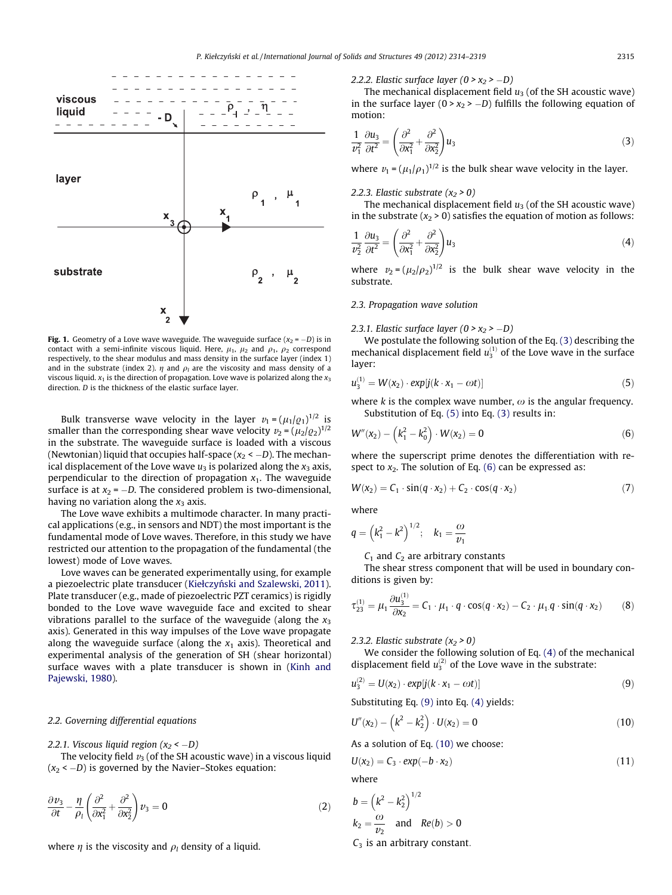viscous liquid

- D

ρ, η

layer

ρ 1 , μ 1

x 3

x 1

substrate

ρ 2 , μ 2

x 2

**Fig. 1.** Geometry of a Love wave waveguide. The waveguide surface ($x_2 = -D$) is in contact with a semi-infinite viscous liquid. Here, $\mu_1$, $\mu_2$ and $\rho_1$, $\rho_2$ correspond respectively, to the shear modulus and mass density in the surface layer (index 1) and in the substrate (index 2). $\eta$ and $\rho_l$ are the viscosity and mass density of a viscous liquid. $x_1$ is the direction of propagation. Love wave is polarized along the $x_3$ direction. $D$ is the thickness of the elastic surface layer.

Bulk transverse wave velocity in the layer $v_1 = (\mu_1/\varrho_1)^{1/2}$ is smaller than the corresponding shear wave velocity $v_2 = (\mu_2/\varrho_2)^{1/2}$ in the substrate. The waveguide surface is loaded with a viscous (Newtonian) liquid that occupies half-space ($x_2 < -D$). The mechanical displacement of the Love wave $u_3$ is polarized along the $x_3$ axis, perpendicular to the direction of propagation $x_1$. The waveguide surface is at $x_2 = -D$. The considered problem is two-dimensional, having no variation along the $x_3$ axis.

The Love wave exhibits a multimode character. In many practical applications (e.g., in sensors and NDT) the most important is the fundamental mode of Love waves. Therefore, in this study we have restricted our attention to the propagation of the fundamental (the lowest) mode of Love waves.

Love waves can be generated experimentally using, for example a piezoelectric plate transducer (Kiełczyński and Szalewski, 2011). Plate transducer (e.g., made of piezoelectric PZT ceramics) is rigidly bonded to the Love wave waveguide face and excited to shear vibrations parallel to the surface of the waveguide (along the $x_3$ axis). Generated in this way impulses of the Love wave propagate along the waveguide surface (along the $x_1$ axis). Theoretical and experimental analysis of the generation of SH (shear horizontal) surface waves with a plate transducer is shown in (Kinh and Pajewski, 1980).

### 2.2. Governing differential equations

*2.2.1. Viscous liquid region ($x_2 < -D$)*

The velocity field $v_3$ (of the SH acoustic wave) in a viscous liquid ($x_2 < -D$) is governed by the Navier–Stokes equation:

$$\frac{\partial v_3}{\partial t} - \frac{\eta}{\rho_l}\left(\frac{\partial^2}{\partial x_1^2} + \frac{\partial^2}{\partial x_2^2}\right) v_3 = 0 \tag{2}$$

where $\eta$ is the viscosity and $\rho_l$ density of a liquid.

*2.2.2. Elastic surface layer ($0 > x_2 > -D$)*

The mechanical displacement field $u_3$ (of the SH acoustic wave) in the surface layer ($0 > x_2 > -D$) fulfills the following equation of motion:

$$\frac{1}{v_1^2}\frac{\partial u_3}{\partial t^2} = \left(\frac{\partial^2}{\partial x_1^2} + \frac{\partial^2}{\partial x_2^2}\right) u_3 \tag{3}$$

where $v_1 = (\mu_1/\rho_1)^{1/2}$ is the bulk shear wave velocity in the layer.

*2.2.3. Elastic substrate ($x_2 > 0$)*

The mechanical displacement field $u_3$ (of the SH acoustic wave) in the substrate ($x_2 > 0$) satisfies the equation of motion as follows:

$$\frac{1}{v_2^2}\frac{\partial u_3}{\partial t^2} = \left(\frac{\partial^2}{\partial x_1^2} + \frac{\partial^2}{\partial x_2^2}\right) u_3 \tag{4}$$

where $v_2 = (\mu_2/\rho_2)^{1/2}$ is the bulk shear wave velocity in the substrate.

### 2.3. Propagation wave solution

*2.3.1. Elastic surface layer ($0 > x_2 > -D$)*

We postulate the following solution of the Eq. (3) describing the mechanical displacement field $u_3^{(1)}$ of the Love wave in the surface layer:

$$u_3^{(1)} = W(x_2) \cdot exp[j(k \cdot x_1 - \omega t)] \tag{5}$$

where $k$ is the complex wave number, $\omega$ is the angular frequency.

Substitution of Eq. (5) into Eq. (3) results in:

$$W''(x_2) - \left(k_1^2 - k_0^2\right) \cdot W(x_2) = 0 \tag{6}$$

where the superscript prime denotes the differentiation with respect to $x_2$. The solution of Eq. (6) can be expressed as:

$$W(x_2) = C_1 \cdot \sin(q \cdot x_2) + C_2 \cdot \cos(q \cdot x_2) \tag{7}$$

where

$$q = \left(k_1^2 - k^2\right)^{1/2}; \quad k_1 = \frac{\omega}{v_1}$$

$C_1$ and $C_2$ are arbitrary constants

The shear stress component that will be used in boundary conditions is given by:

$$\tau_{23}^{(1)} = \mu_1 \frac{\partial u_3^{(1)}}{\partial x_2} = C_1 \cdot \mu_1 \cdot q \cdot \cos(q \cdot x_2) - C_2 \cdot \mu_1 . q \cdot \sin(q \cdot x_2) \tag{8}$$

*2.3.2. Elastic substrate ($x_2 > 0$)*

We consider the following solution of Eq. (4) of the mechanical displacement field $u_3^{(2)}$ of the Love wave in the substrate:

$$u_3^{(2)} = U(x_2) \cdot exp[j(k \cdot x_1 - \omega t)] \tag{9}$$

Substituting Eq. (9) into Eq. (4) yields:

$$U''(x_2) - \left(k^2 - k_2^2\right) \cdot U(x_2) = 0 \tag{10}$$

As a solution of Eq. (10) we choose:

$$U(x_2) = C_3 \cdot exp(-b \cdot x_2) \tag{11}$$

where

$$b = \left(k^2 - k_2^2\right)^{1/2}$$

$$k_2 = \frac{\omega}{v_2} \quad \text{and} \quad Re(b) > 0$$

$C_3$ is an arbitrary constant.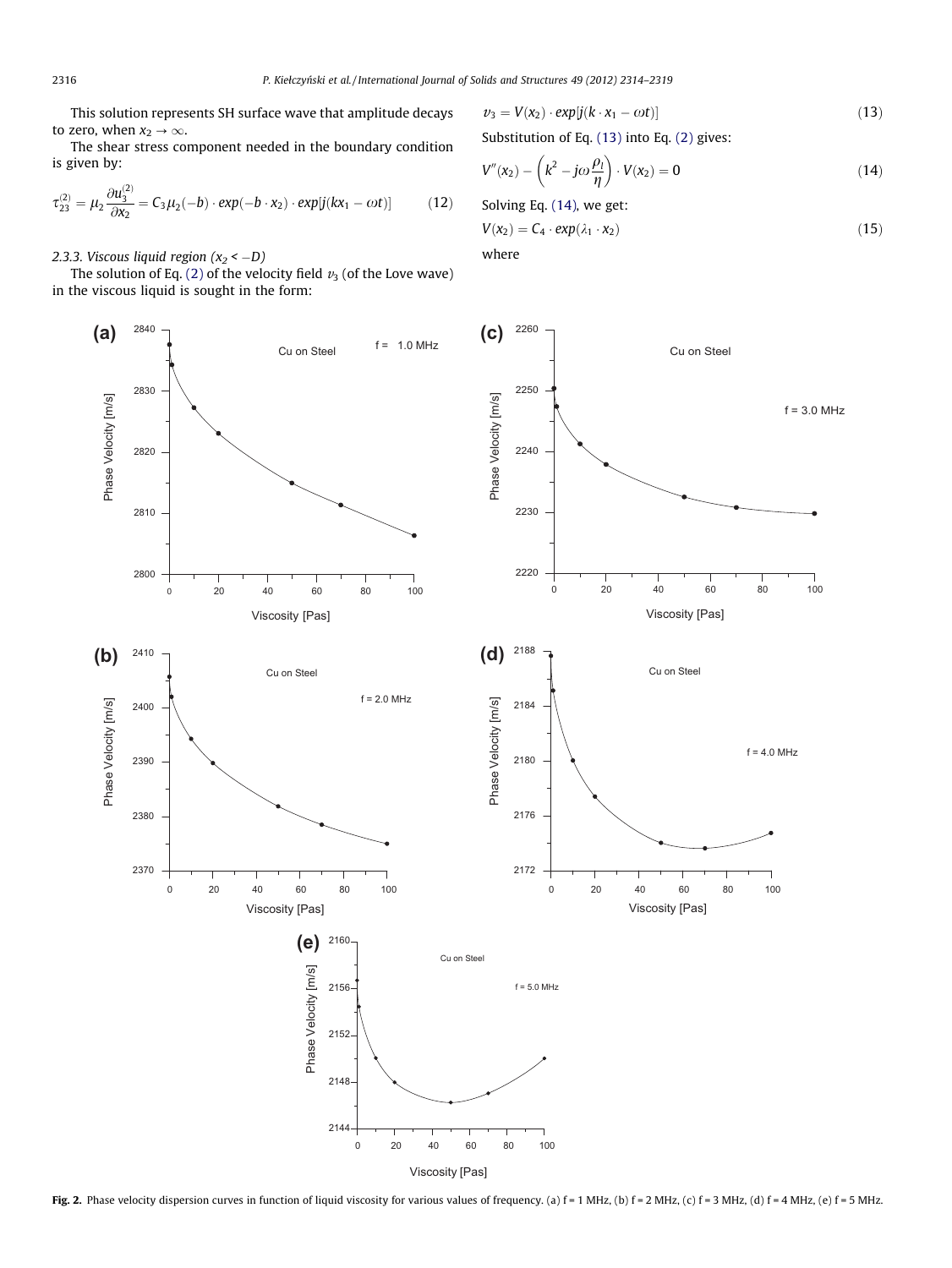This solution represents SH surface wave that amplitude decays to zero, when $x_2 \to \infty$.

The shear stress component needed in the boundary condition is given by:

$$\tau_{23}^{(2)} = \mu_2 \frac{\partial u_3^{(2)}}{\partial x_2} = C_3 \mu_2 (-b) \cdot exp(-b \cdot x_2) \cdot exp[j(kx_1 - \omega t)] \tag{12}$$

### 2.3.3. Viscous liquid region ($x_2 < -D$)

The solution of Eq. (2) of the velocity field $v_3$ (of the Love wave) in the viscous liquid is sought in the form:

$$v_3 = V(x_2) \cdot exp[j(k \cdot x_1 - \omega t)] \tag{13}$$

Substitution of Eq. (13) into Eq. (2) gives:

$$V''(x_2) - \left(k^2 - j\omega \frac{\rho_l}{\eta}\right) \cdot V(x_2) = 0 \tag{14}$$

Solving Eq. (14), we get:

$$V(x_2) = C_4 \cdot exp(\lambda_1 \cdot x_2) \tag{15}$$

where

**Fig. 2.** Phase velocity dispersion curves in function of liquid viscosity for various values of frequency. (a) f = 1 MHz, (b) f = 2 MHz, (c) f = 3 MHz, (d) f = 4 MHz, (e) f = 5 MHz.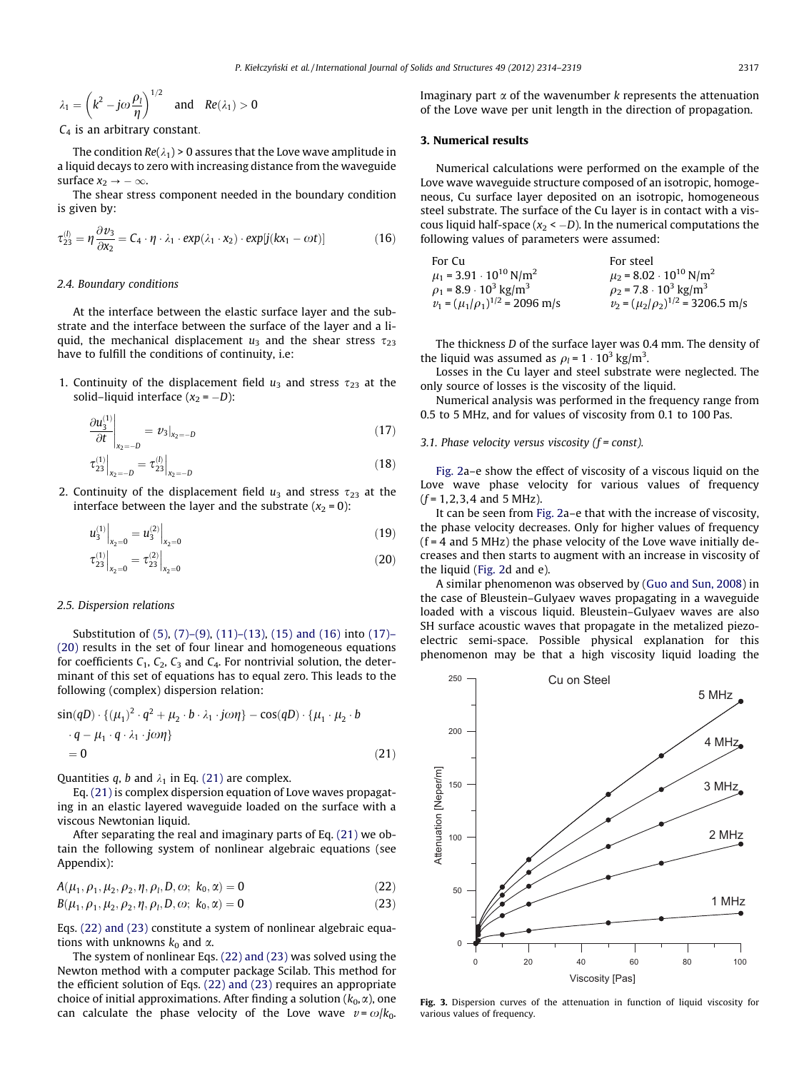$$\lambda_1 = \left(k^2 - j\omega \frac{\rho_l}{\eta}\right)^{1/2} \quad \text{and} \quad Re(\lambda_1) > 0$$

$C_4$ is an arbitrary constant.

The condition $Re(\lambda_1) > 0$ assures that the Love wave amplitude in a liquid decays to zero with increasing distance from the waveguide surface $x_2 \to -\infty$.

The shear stress component needed in the boundary condition is given by:

$$\tau_{23}^{(l)} = \eta \frac{\partial v_3}{\partial x_2} = C_4 \cdot \eta \cdot \lambda_1 \cdot exp(\lambda_1 \cdot x_2) \cdot exp[j(kx_1 - \omega t)] \tag{16}$$

### 2.4. Boundary conditions

At the interface between the elastic surface layer and the substrate and the interface between the surface of the layer and a liquid, the mechanical displacement $u_3$ and the shear stress $\tau_{23}$ have to fulfill the conditions of continuity, i.e:

1. Continuity of the displacement field $u_3$ and stress $\tau_{23}$ at the solid–liquid interface ($x_2 = -D$):

$$\left.\frac{\partial u_3^{(1)}}{\partial t}\right|_{x_2=-D} = v_3|_{x_2=-D} \tag{17}$$

$$\left.\tau_{23}^{(1)}\right|_{x_2=-D} = \left.\tau_{23}^{(l)}\right|_{x_2=-D} \tag{18}$$

2. Continuity of the displacement field $u_3$ and stress $\tau_{23}$ at the interface between the layer and the substrate ($x_2 = 0$):

$$\left.u_3^{(1)}\right|_{x_2=0} = \left.u_3^{(2)}\right|_{x_2=0} \tag{19}$$

$$\left.\tau_{23}^{(1)}\right|_{x_2=0} = \left.\tau_{23}^{(2)}\right|_{x_2=0} \tag{20}$$

### 2.5. Dispersion relations

Substitution of (5), (7)–(9), (11)–(13), (15) and (16) into (17)–(20) results in the set of four linear and homogeneous equations for coefficients $C_1$, $C_2$, $C_3$ and $C_4$. For nontrivial solution, the determinant of this set of equations has to equal zero. This leads to the following (complex) dispersion relation:

$$\sin(qD) \cdot \{(\mu_1)^2 \cdot q^2 + \mu_2 \cdot b \cdot \lambda_1 \cdot j\omega\eta\} - \cos(qD) \cdot \{\mu_1 \cdot \mu_2 \cdot b \cdot q - \mu_1 \cdot q \cdot \lambda_1 \cdot j\omega\eta\} = 0 \tag{21}$$

Quantities $q$, $b$ and $\lambda_1$ in Eq. (21) are complex.

Eq. (21) is complex dispersion equation of Love waves propagating in an elastic layered waveguide loaded on the surface with a viscous Newtonian liquid.

After separating the real and imaginary parts of Eq. (21) we obtain the following system of nonlinear algebraic equations (see Appendix):

$$A(\mu_1, \rho_1, \mu_2, \rho_2, \eta, \rho_l, D, \omega;\ k_0, \alpha) = 0 \tag{22}$$

$$B(\mu_1, \rho_1, \mu_2, \rho_2, \eta, \rho_l, D, \omega;\ k_0, \alpha) = 0 \tag{23}$$

Eqs. (22) and (23) constitute a system of nonlinear algebraic equations with unknowns $k_0$ and $\alpha$.

The system of nonlinear Eqs. (22) and (23) was solved using the Newton method with a computer package Scilab. This method for the efficient solution of Eqs. (22) and (23) requires an appropriate choice of initial approximations. After finding a solution ($k_0,\alpha$), one can calculate the phase velocity of the Love wave $v = \omega/k_0$. Imaginary part $\alpha$ of the wavenumber $k$ represents the attenuation of the Love wave per unit length in the direction of propagation.

## 3. Numerical results

Numerical calculations were performed on the example of the Love wave waveguide structure composed of an isotropic, homogeneous, Cu surface layer deposited on an isotropic, homogeneous steel substrate. The surface of the Cu layer is in contact with a viscous liquid half-space ($x_2 < -D$). In the numerical computations the following values of parameters were assumed:

| For Cu | For steel |
|---|---|
| $\mu_1 = 3.91 \cdot 10^{10}$ N/m$^2$ | $\mu_2 = 8.02 \cdot 10^{10}$ N/m$^2$ |
| $\rho_1 = 8.9 \cdot 10^3$ kg/m$^3$ | $\rho_2 = 7.8 \cdot 10^3$ kg/m$^3$ |
| $v_1 = (\mu_1/\rho_1)^{1/2} = 2096$ m/s | $v_2 = (\mu_2/\rho_2)^{1/2} = 3206.5$ m/s |

The thickness $D$ of the surface layer was 0.4 mm. The density of the liquid was assumed as $\rho_l = 1 \cdot 10^3$ kg/m$^3$.

Losses in the Cu layer and steel substrate were neglected. The only source of losses is the viscosity of the liquid.

Numerical analysis was performed in the frequency range from 0.5 to 5 MHz, and for values of viscosity from 0.1 to 100 Pas.

### 3.1. Phase velocity versus viscosity (f = const).

Fig. 2a–e show the effect of viscosity of a viscous liquid on the Love wave phase velocity for various values of frequency ($f$ = 1, 2, 3, 4 and 5 MHz).

It can be seen from Fig. 2a–e that with the increase of viscosity, the phase velocity decreases. Only for higher values of frequency (f = 4 and 5 MHz) the phase velocity of the Love wave initially decreases and then starts to augment with an increase in viscosity of the liquid (Fig. 2d and e).

A similar phenomenon was observed by (Guo and Sun, 2008) in the case of Bleustein–Gulyaev waves propagating in a waveguide loaded with a viscous liquid. Bleustein–Gulyaev waves are also SH surface acoustic waves that propagate in the metalized piezoelectric semi-space. Possible physical explanation for this phenomenon may be that a high viscosity liquid loading the

Cu on Steel

5 MHz
4 MHz
3 MHz
2 MHz
1 MHz

Attenuation [Neper/m]
0
50
100
150
200
250

Viscosity [Pas]
0
20
40
60
80
100

**Fig. 3.** Dispersion curves of the attenuation in function of liquid viscosity for various values of frequency.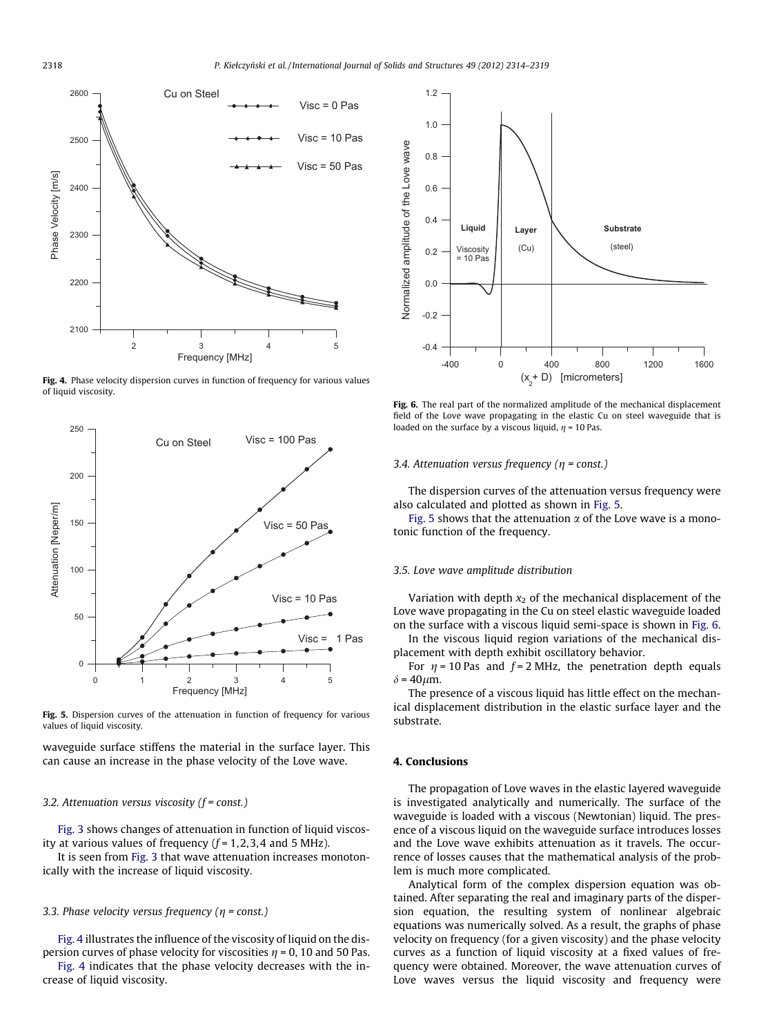Cu on Steel

Visc = 0 Pas

Visc = 10 Pas

Visc = 50 Pas

Phase Velocity [m/s]

2600
2500
2400
2300
2200
2100

2 3 4 5

Frequency [MHz]

**Fig. 4.** Phase velocity dispersion curves in function of frequency for various values of liquid viscosity.

Cu on Steel

Visc = 100 Pas

Visc = 50 Pas

Visc = 10 Pas

Visc = 1 Pas

Attenuation [Neper/m]

250
200
150
100
50
0

0 1 2 3 4 5

Frequency [MHz]

**Fig. 5.** Dispersion curves of the attenuation in function of frequency for various values of liquid viscosity.

waveguide surface stiffens the material in the surface layer. This can cause an increase in the phase velocity of the Love wave.

### *3.2. Attenuation versus viscosity (f = const.)*

Fig. 3 shows changes of attenuation in function of liquid viscosity at various values of frequency ($f$ = 1, 2, 3, 4 and 5 MHz).

It is seen from Fig. 3 that wave attenuation increases monotonically with the increase of liquid viscosity.

### *3.3. Phase velocity versus frequency (η = const.)*

Fig. 4 illustrates the influence of the viscosity of liquid on the dispersion curves of phase velocity for viscosities $\eta$ = 0, 10 and 50 Pas.

Fig. 4 indicates that the phase velocity decreases with the increase of liquid viscosity.

Normalized amplitude of the Love wave

1.2
1.0
0.8
0.6
0.4
0.2
0.0
-0.2
-0.4

Liquid

Viscosity = 10 Pas

Layer

(Cu)

Substrate

(steel)

-400 0 400 800 1200 1600

$(x_2 + D)$ [micrometers]

**Fig. 6.** The real part of the normalized amplitude of the mechanical displacement field of the Love wave propagating in the elastic Cu on steel waveguide that is loaded on the surface by a viscous liquid, $\eta$ = 10 Pas.

### *3.4. Attenuation versus frequency (η = const.)*

The dispersion curves of the attenuation versus frequency were also calculated and plotted as shown in Fig. 5.

Fig. 5 shows that the attenuation $\alpha$ of the Love wave is a monotonic function of the frequency.

### *3.5. Love wave amplitude distribution*

Variation with depth $x_2$ of the mechanical displacement of the Love wave propagating in the Cu on steel elastic waveguide loaded on the surface with a viscous liquid semi-space is shown in Fig. 6.

In the viscous liquid region variations of the mechanical displacement with depth exhibit oscillatory behavior.

For $\eta$ = 10 Pas and $f$ = 2 MHz, the penetration depth equals $\delta = 40\mu$m.

The presence of a viscous liquid has little effect on the mechanical displacement distribution in the elastic surface layer and the substrate.

## 4. Conclusions

The propagation of Love waves in the elastic layered waveguide is investigated analytically and numerically. The surface of the waveguide is loaded with a viscous (Newtonian) liquid. The presence of a viscous liquid on the waveguide surface introduces losses and the Love wave exhibits attenuation as it travels. The occurrence of losses causes that the mathematical analysis of the problem is much more complicated.

Analytical form of the complex dispersion equation was obtained. After separating the real and imaginary parts of the dispersion equation, the resulting system of nonlinear algebraic equations was numerically solved. As a result, the graphs of phase velocity on frequency (for a given viscosity) and the phase velocity curves as a function of liquid viscosity at a fixed values of frequency were obtained. Moreover, the wave attenuation curves of Love waves versus the liquid viscosity and frequency were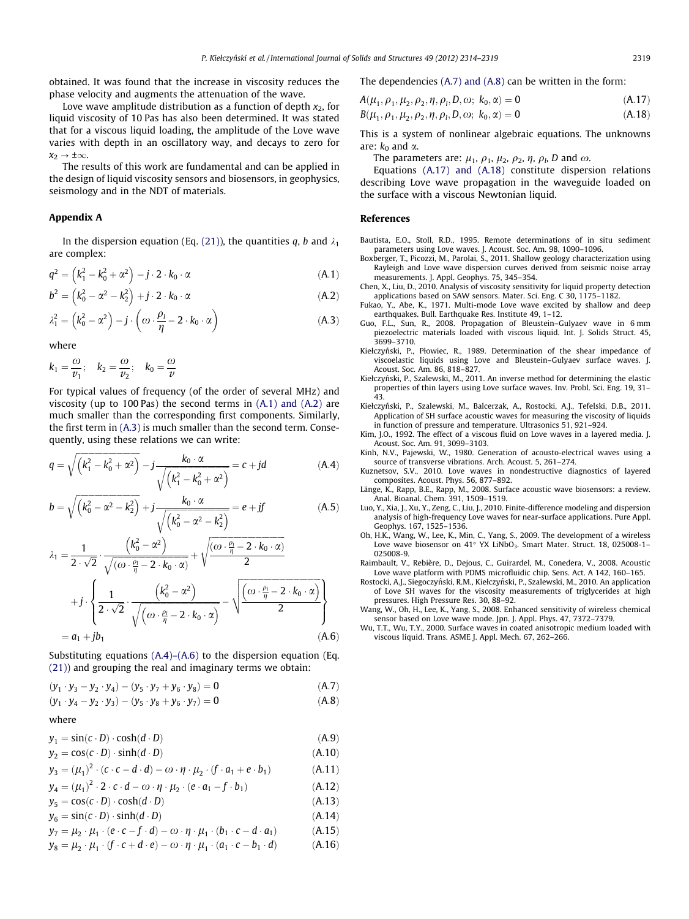obtained. It was found that the increase in viscosity reduces the phase velocity and augments the attenuation of the wave.

Love wave amplitude distribution as a function of depth $x_2$, for liquid viscosity of 10 Pas has also been determined. It was stated that for a viscous liquid loading, the amplitude of the Love wave varies with depth in an oscillatory way, and decays to zero for $x_2 \to \pm\infty$.

The results of this work are fundamental and can be applied in the design of liquid viscosity sensors and biosensors, in geophysics, seismology and in the NDT of materials.

## Appendix A

In the dispersion equation (Eq. (21)), the quantities $q$, $b$ and $\lambda_1$ are complex:

$$q^2 = \left(k_1^2 - k_0^2 + \alpha^2\right) - j \cdot 2 \cdot k_0 \cdot \alpha \tag{A.1}$$

$$b^2 = \left(k_0^2 - \alpha^2 - k_2^2\right) + j \cdot 2 \cdot k_0 \cdot \alpha \tag{A.2}$$

$$\lambda_1^2 = \left(k_0^2 - \alpha^2\right) - j \cdot \left(\omega \cdot \frac{\rho_l}{\eta} - 2 \cdot k_0 \cdot \alpha\right) \tag{A.3}$$

where

$$k_1 = \frac{\omega}{v_1}; \quad k_2 = \frac{\omega}{v_2}; \quad k_0 = \frac{\omega}{v}$$

For typical values of frequency (of the order of several MHz) and viscosity (up to 100 Pas) the second terms in (A.1) and (A.2) are much smaller than the corresponding first components. Similarly, the first term in (A.3) is much smaller than the second term. Consequently, using these relations we can write:

$$q = \sqrt{\left(k_1^2 - k_0^2 + \alpha^2\right)} - j \frac{k_0 \cdot \alpha}{\sqrt{\left(k_1^2 - k_0^2 + \alpha^2\right)}} = c + jd \tag{A.4}$$

$$b = \sqrt{\left(k_0^2 - \alpha^2 - k_2^2\right)} + j \frac{k_0 \cdot \alpha}{\sqrt{\left(k_0^2 - \alpha^2 - k_2^2\right)}} = e + jf \tag{A.5}$$

$$\begin{aligned}
\lambda_1 &= \frac{1}{2 \cdot \sqrt{2}} \cdot \frac{\left(k_0^2 - \alpha^2\right)}{\sqrt{\left(\omega \cdot \frac{\rho_l}{\eta} - 2 \cdot k_0 \cdot \alpha\right)}} + \sqrt{\frac{\left(\omega \cdot \frac{\rho_l}{\eta} - 2 \cdot k_0 \cdot \alpha\right)}{2}} \\
&\quad + j \cdot \left\{ \frac{1}{2 \cdot \sqrt{2}} \cdot \frac{\left(k_0^2 - \alpha^2\right)}{\sqrt{\left(\omega \cdot \frac{\rho_l}{\eta} - 2 \cdot k_0 \cdot \alpha\right)}} - \sqrt{\frac{\left(\omega \cdot \frac{\rho_l}{\eta} - 2 \cdot k_0 \cdot \alpha\right)}{2}} \right\} \\
&= a_1 + jb_1
\end{aligned} \tag{A.6}$$

Substituting equations (A.4)–(A.6) to the dispersion equation (Eq. (21)) and grouping the real and imaginary terms we obtain:

$$(y_1 \cdot y_3 - y_2 \cdot y_4) - (y_5 \cdot y_7 + y_6 \cdot y_8) = 0 \tag{A.7}$$

$$(y_1 \cdot y_4 - y_2 \cdot y_3) - (y_5 \cdot y_8 + y_6 \cdot y_7) = 0 \tag{A.8}$$

where

$$y_1 = \sin(c \cdot D) \cdot \cosh(d \cdot D) \tag{A.9}$$

$$y_2 = \cos(c \cdot D) \cdot \sinh(d \cdot D) \tag{A.10}$$

$$y_3 = (\mu_1)^2 \cdot (c \cdot c - d \cdot d) - \omega \cdot \eta \cdot \mu_2 \cdot (f \cdot a_1 + e \cdot b_1) \tag{A.11}$$

$$y_4 = (\mu_1)^2 \cdot 2 \cdot c \cdot d - \omega \cdot \eta \cdot \mu_2 \cdot (e \cdot a_1 - f \cdot b_1) \tag{A.12}$$

$$y_5 = \cos(c \cdot D) \cdot \cosh(d \cdot D) \tag{A.13}$$

$$y_6 = \sin(c \cdot D) \cdot \sinh(d \cdot D) \tag{A.14}$$

$$y_7 = \mu_2 \cdot \mu_1 \cdot (e \cdot c - f \cdot d) - \omega \cdot \eta \cdot \mu_1 \cdot (b_1 \cdot c - d \cdot a_1) \tag{A.15}$$

$$y_8 = \mu_2 \cdot \mu_1 \cdot (f \cdot c + d \cdot e) - \omega \cdot \eta \cdot \mu_1 \cdot (a_1 \cdot c - b_1 \cdot d) \tag{A.16}$$

The dependencies (A.7) and (A.8) can be written in the form:

$$A(\mu_1, \rho_1, \mu_2, \rho_2, \eta, \rho_l, D, \omega;\ k_0, \alpha) = 0 \tag{A.17}$$

$$B(\mu_1, \rho_1, \mu_2, \rho_2, \eta, \rho_l, D, \omega;\ k_0, \alpha) = 0 \tag{A.18}$$

This is a system of nonlinear algebraic equations. The unknowns are: $k_0$ and $\alpha$.

The parameters are: $\mu_1$, $\rho_1$, $\mu_2$, $\rho_2$, $\eta$, $\rho_l$, $D$ and $\omega$.

Equations (A.17) and (A.18) constitute dispersion relations describing Love wave propagation in the waveguide loaded on the surface with a viscous Newtonian liquid.

## References

Bautista, E.O., Stoll, R.D., 1995. Remote determinations of in situ sediment parameters using Love waves. J. Acoust. Soc. Am. 98, 1090–1096.

Boxberger, T., Picozzi, M., Parolai, S., 2011. Shallow geology characterization using Rayleigh and Love wave dispersion curves derived from seismic noise array measurements. J. Appl. Geophys. 75, 345–354.

Chen, X., Liu, D., 2010. Analysis of viscosity sensitivity for liquid property detection applications based on SAW sensors. Mater. Sci. Eng. C 30, 1175–1182.

Fukao, Y., Abe, K., 1971. Multi-mode Love wave excited by shallow and deep earthquakes. Bull. Earthquake Res. Institute 49, 1–12.

Guo, F.L., Sun, R., 2008. Propagation of Bleustein–Gulyaev wave in 6 mm piezoelectric materials loaded with viscous liquid. Int. J. Solids Struct. 45, 3699–3710.

Kiełczyński, P., Płowiec, R., 1989. Determination of the shear impedance of viscoelastic liquids using Love and Bleustein–Gulyaev surface waves. J. Acoust. Soc. Am. 86, 818–827.

Kiełczyński, P., Szalewski, M., 2011. An inverse method for determining the elastic properties of thin layers using Love surface waves. Inv. Probl. Sci. Eng. 19, 31–43.

Kiełczyński, P., Szalewski, M., Balcerzak, A., Rostocki, A.J., Tefelski, D.B., 2011. Application of SH surface acoustic waves for measuring the viscosity of liquids in function of pressure and temperature. Ultrasonics 51, 921–924.

Kim, J.O., 1992. The effect of a viscous fluid on Love waves in a layered media. J. Acoust. Soc. Am. 91, 3099–3103.

Kinh, N.V., Pajewski, W., 1980. Generation of acousto-electrical waves using a source of transverse vibrations. Arch. Acoust. 5, 261–274.

Kuznetsov, S.V., 2010. Love waves in nondestructive diagnostics of layered composites. Acoust. Phys. 56, 877–892.

Länge, K., Rapp, B.E., Rapp, M., 2008. Surface acoustic wave biosensors: a review. Anal. Bioanal. Chem. 391, 1509–1519.

Luo, Y., Xia, J., Xu, Y., Zeng, C., Liu, J., 2010. Finite-difference modeling and dispersion analysis of high-frequency Love waves for near-surface applications. Pure Appl. Geophys. 167, 1525–1536.

Oh, H.K., Wang, W., Lee, K., Min, C., Yang, S., 2009. The development of a wireless Love wave biosensor on 41° YX LiNbO$_3$. Smart Mater. Struct. 18, 025008-1–025008-9.

Raimbault, V., Rebière, D., Dejous, C., Guirardel, M., Conedera, V., 2008. Acoustic Love wave platform with PDMS microfluidic chip. Sens. Act. A 142, 160–165.

Rostocki, A.J., Siegoczyński, R.M., Kiełczyński, P., Szalewski, M., 2010. An application of Love SH waves for the viscosity measurements of triglycerides at high pressures. High Pressure Res. 30, 88–92.

Wang, W., Oh, H., Lee, K., Yang, S., 2008. Enhanced sensitivity of wireless chemical sensor based on Love wave mode. Jpn. J. Appl. Phys. 47, 7372–7379.

Wu, T.T., Wu, T.Y., 2000. Surface waves in coated anisotropic medium loaded with viscous liquid. Trans. ASME J. Appl. Mech. 67, 262–266.